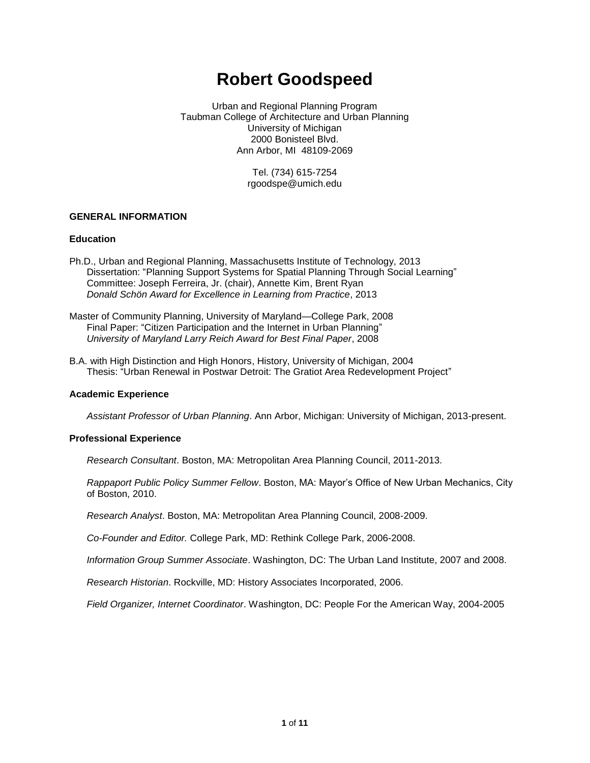# Robert Goodspeed

Urban and Regional Planning Program
Taubman College of Architecture and Urban Planning
University of Michigan
2000 Bonisteel Blvd.
Ann Arbor, MI 48109-2069

Tel. (734) 615-7254
rgoodspe@umich.edu

## GENERAL INFORMATION

### Education

Ph.D., Urban and Regional Planning, Massachusetts Institute of Technology, 2013
Dissertation: "Planning Support Systems for Spatial Planning Through Social Learning"
Committee: Joseph Ferreira, Jr. (chair), Annette Kim, Brent Ryan
*Donald Schön Award for Excellence in Learning from Practice*, 2013

Master of Community Planning, University of Maryland—College Park, 2008
Final Paper: "Citizen Participation and the Internet in Urban Planning"
*University of Maryland Larry Reich Award for Best Final Paper*, 2008

B.A. with High Distinction and High Honors, History, University of Michigan, 2004
Thesis: "Urban Renewal in Postwar Detroit: The Gratiot Area Redevelopment Project"

### Academic Experience

*Assistant Professor of Urban Planning*. Ann Arbor, Michigan: University of Michigan, 2013-present.

### Professional Experience

*Research Consultant*. Boston, MA: Metropolitan Area Planning Council, 2011-2013.

*Rappaport Public Policy Summer Fellow*. Boston, MA: Mayor's Office of New Urban Mechanics, City of Boston, 2010.

*Research Analyst*. Boston, MA: Metropolitan Area Planning Council, 2008-2009.

*Co-Founder and Editor.* College Park, MD: Rethink College Park, 2006-2008.

*Information Group Summer Associate*. Washington, DC: The Urban Land Institute, 2007 and 2008.

*Research Historian*. Rockville, MD: History Associates Incorporated, 2006.

*Field Organizer, Internet Coordinator*. Washington, DC: People For the American Way, 2004-2005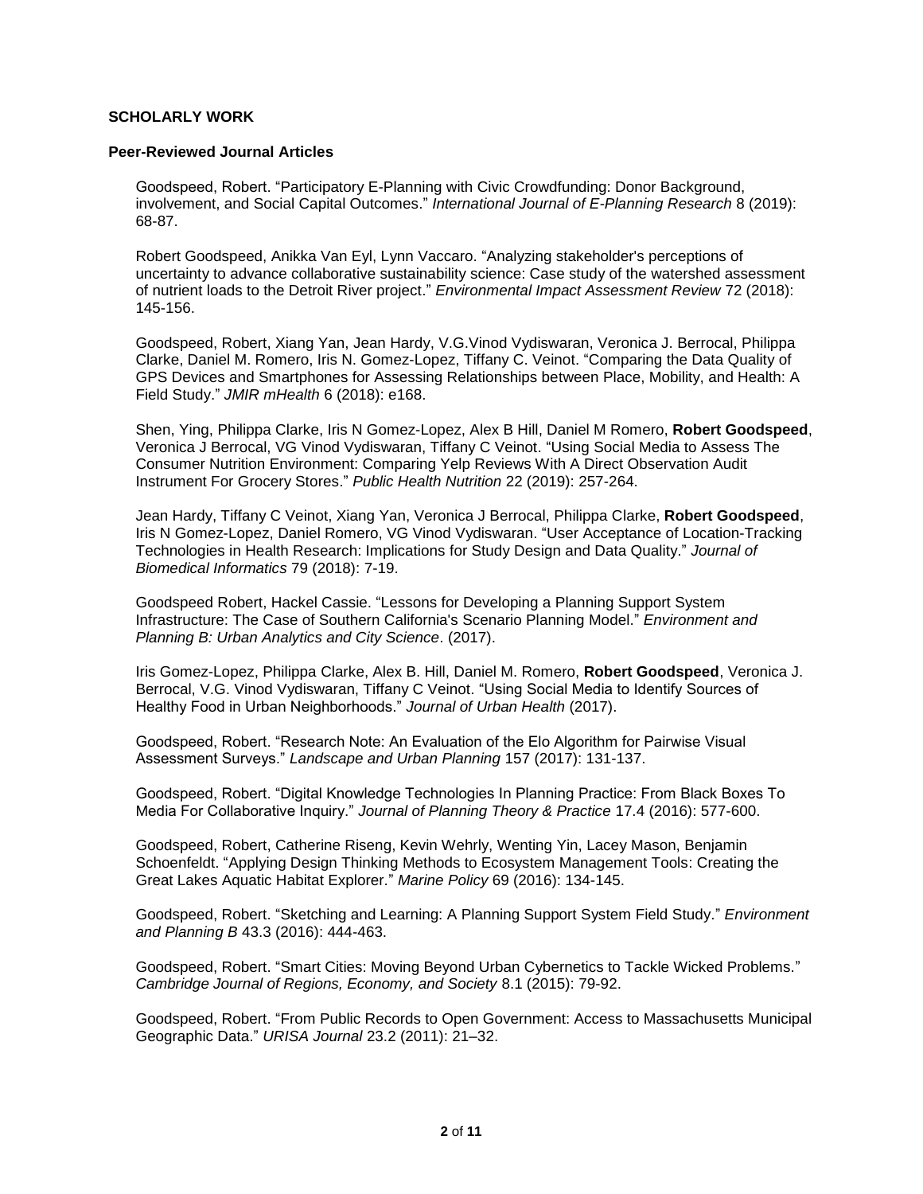**SCHOLARLY WORK**

**Peer-Reviewed Journal Articles**

Goodspeed, Robert. “Participatory E-Planning with Civic Crowdfunding: Donor Background, involvement, and Social Capital Outcomes.” *International Journal of E-Planning Research* 8 (2019): 68-87.

Robert Goodspeed, Anikka Van Eyl, Lynn Vaccaro. “Analyzing stakeholder's perceptions of uncertainty to advance collaborative sustainability science: Case study of the watershed assessment of nutrient loads to the Detroit River project.” *Environmental Impact Assessment Review* 72 (2018): 145-156.

Goodspeed, Robert, Xiang Yan, Jean Hardy, V.G.Vinod Vydiswaran, Veronica J. Berrocal, Philippa Clarke, Daniel M. Romero, Iris N. Gomez-Lopez, Tiffany C. Veinot. “Comparing the Data Quality of GPS Devices and Smartphones for Assessing Relationships between Place, Mobility, and Health: A Field Study.” *JMIR mHealth* 6 (2018): e168.

Shen, Ying, Philippa Clarke, Iris N Gomez-Lopez, Alex B Hill, Daniel M Romero, **Robert Goodspeed**, Veronica J Berrocal, VG Vinod Vydiswaran, Tiffany C Veinot. “Using Social Media to Assess The Consumer Nutrition Environment: Comparing Yelp Reviews With A Direct Observation Audit Instrument For Grocery Stores.” *Public Health Nutrition* 22 (2019): 257-264.

Jean Hardy, Tiffany C Veinot, Xiang Yan, Veronica J Berrocal, Philippa Clarke, **Robert Goodspeed**, Iris N Gomez-Lopez, Daniel Romero, VG Vinod Vydiswaran. “User Acceptance of Location-Tracking Technologies in Health Research: Implications for Study Design and Data Quality.” *Journal of Biomedical Informatics* 79 (2018): 7-19.

Goodspeed Robert, Hackel Cassie. “Lessons for Developing a Planning Support System Infrastructure: The Case of Southern California's Scenario Planning Model.” *Environment and Planning B: Urban Analytics and City Science*. (2017).

Iris Gomez-Lopez, Philippa Clarke, Alex B. Hill, Daniel M. Romero, **Robert Goodspeed**, Veronica J. Berrocal, V.G. Vinod Vydiswaran, Tiffany C Veinot. “Using Social Media to Identify Sources of Healthy Food in Urban Neighborhoods.” *Journal of Urban Health* (2017).

Goodspeed, Robert. “Research Note: An Evaluation of the Elo Algorithm for Pairwise Visual Assessment Surveys.” *Landscape and Urban Planning* 157 (2017): 131-137.

Goodspeed, Robert. “Digital Knowledge Technologies In Planning Practice: From Black Boxes To Media For Collaborative Inquiry.” *Journal of Planning Theory & Practice* 17.4 (2016): 577-600.

Goodspeed, Robert, Catherine Riseng, Kevin Wehrly, Wenting Yin, Lacey Mason, Benjamin Schoenfeldt. “Applying Design Thinking Methods to Ecosystem Management Tools: Creating the Great Lakes Aquatic Habitat Explorer.” *Marine Policy* 69 (2016): 134-145.

Goodspeed, Robert. “Sketching and Learning: A Planning Support System Field Study.” *Environment and Planning B* 43.3 (2016): 444-463.

Goodspeed, Robert. “Smart Cities: Moving Beyond Urban Cybernetics to Tackle Wicked Problems.” *Cambridge Journal of Regions, Economy, and Society* 8.1 (2015): 79-92.

Goodspeed, Robert. “From Public Records to Open Government: Access to Massachusetts Municipal Geographic Data.” *URISA Journal* 23.2 (2011): 21–32.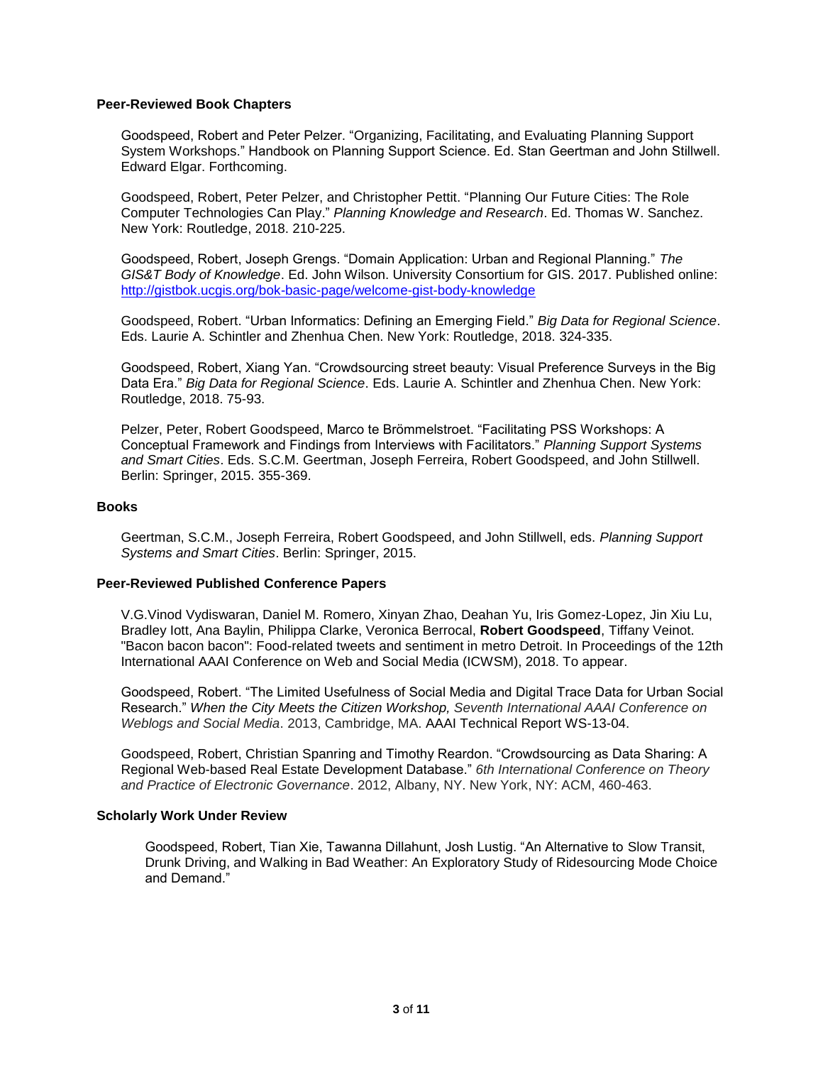### Peer-Reviewed Book Chapters

Goodspeed, Robert and Peter Pelzer. "Organizing, Facilitating, and Evaluating Planning Support System Workshops." Handbook on Planning Support Science. Ed. Stan Geertman and John Stillwell. Edward Elgar. Forthcoming.

Goodspeed, Robert, Peter Pelzer, and Christopher Pettit. "Planning Our Future Cities: The Role Computer Technologies Can Play." *Planning Knowledge and Research*. Ed. Thomas W. Sanchez. New York: Routledge, 2018. 210-225.

Goodspeed, Robert, Joseph Grengs. "Domain Application: Urban and Regional Planning." *The GIS&T Body of Knowledge*. Ed. John Wilson. University Consortium for GIS. 2017. Published online: http://gistbok.ucgis.org/bok-basic-page/welcome-gist-body-knowledge

Goodspeed, Robert. "Urban Informatics: Defining an Emerging Field." *Big Data for Regional Science*. Eds. Laurie A. Schintler and Zhenhua Chen. New York: Routledge, 2018. 324-335.

Goodspeed, Robert, Xiang Yan. "Crowdsourcing street beauty: Visual Preference Surveys in the Big Data Era." *Big Data for Regional Science*. Eds. Laurie A. Schintler and Zhenhua Chen. New York: Routledge, 2018. 75-93.

Pelzer, Peter, Robert Goodspeed, Marco te Brömmelstroet. "Facilitating PSS Workshops: A Conceptual Framework and Findings from Interviews with Facilitators." *Planning Support Systems and Smart Cities*. Eds. S.C.M. Geertman, Joseph Ferreira, Robert Goodspeed, and John Stillwell. Berlin: Springer, 2015. 355-369.

### Books

Geertman, S.C.M., Joseph Ferreira, Robert Goodspeed, and John Stillwell, eds. *Planning Support Systems and Smart Cities*. Berlin: Springer, 2015.

### Peer-Reviewed Published Conference Papers

V.G.Vinod Vydiswaran, Daniel M. Romero, Xinyan Zhao, Deahan Yu, Iris Gomez-Lopez, Jin Xiu Lu, Bradley Iott, Ana Baylin, Philippa Clarke, Veronica Berrocal, **Robert Goodspeed**, Tiffany Veinot. "Bacon bacon bacon": Food-related tweets and sentiment in metro Detroit. In Proceedings of the 12th International AAAI Conference on Web and Social Media (ICWSM), 2018. To appear.

Goodspeed, Robert. "The Limited Usefulness of Social Media and Digital Trace Data for Urban Social Research." *When the City Meets the Citizen Workshop, Seventh International AAAI Conference on Weblogs and Social Media*. 2013, Cambridge, MA. AAAI Technical Report WS-13-04.

Goodspeed, Robert, Christian Spanring and Timothy Reardon. "Crowdsourcing as Data Sharing: A Regional Web-based Real Estate Development Database." *6th International Conference on Theory and Practice of Electronic Governance*. 2012, Albany, NY. New York, NY: ACM, 460-463.

### Scholarly Work Under Review

Goodspeed, Robert, Tian Xie, Tawanna Dillahunt, Josh Lustig. "An Alternative to Slow Transit, Drunk Driving, and Walking in Bad Weather: An Exploratory Study of Ridesourcing Mode Choice and Demand."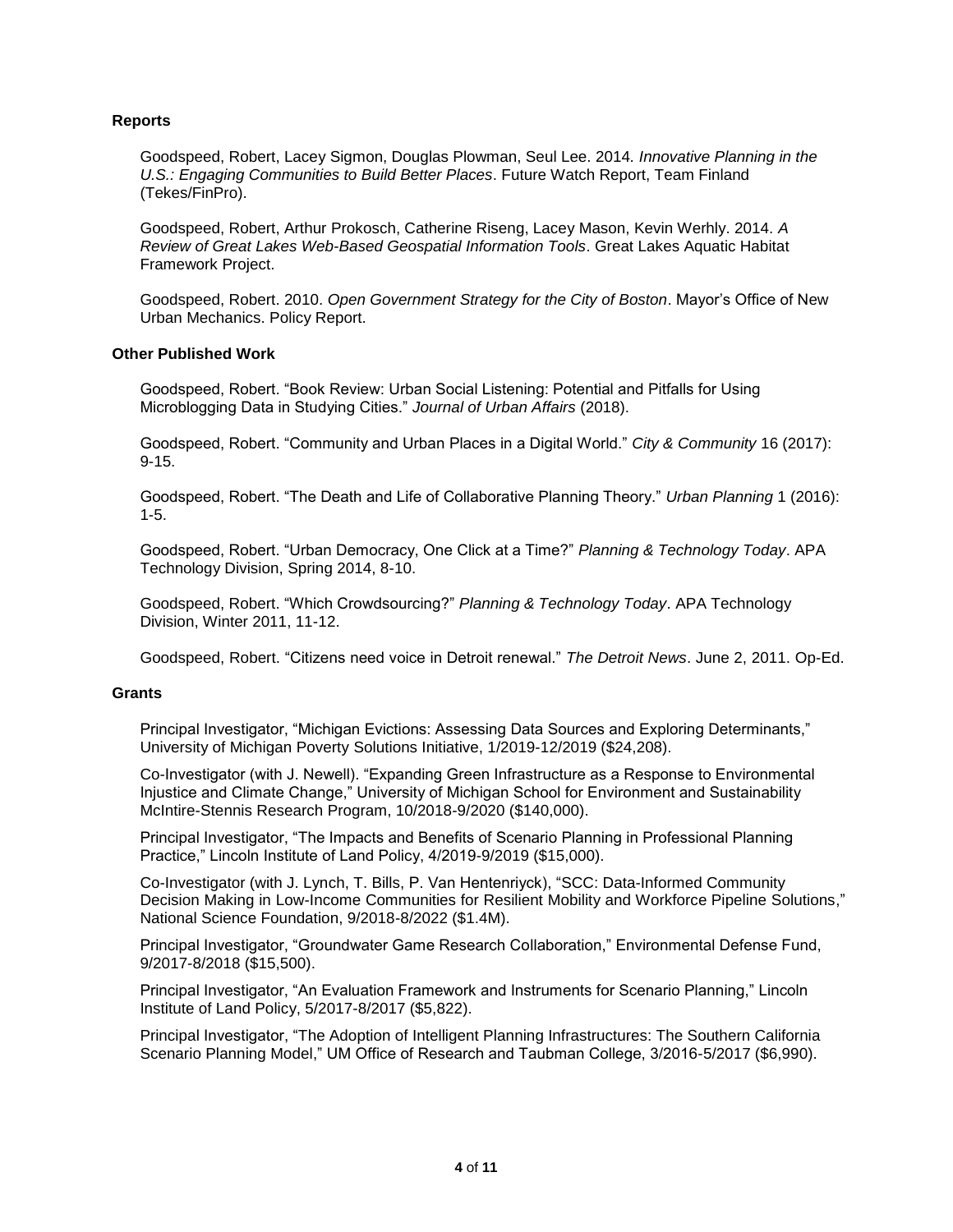### Reports

Goodspeed, Robert, Lacey Sigmon, Douglas Plowman, Seul Lee. 2014. *Innovative Planning in the U.S.: Engaging Communities to Build Better Places*. Future Watch Report, Team Finland (Tekes/FinPro).

Goodspeed, Robert, Arthur Prokosch, Catherine Riseng, Lacey Mason, Kevin Werhly. 2014. *A Review of Great Lakes Web-Based Geospatial Information Tools*. Great Lakes Aquatic Habitat Framework Project.

Goodspeed, Robert. 2010. *Open Government Strategy for the City of Boston*. Mayor's Office of New Urban Mechanics. Policy Report.

### Other Published Work

Goodspeed, Robert. "Book Review: Urban Social Listening: Potential and Pitfalls for Using Microblogging Data in Studying Cities." *Journal of Urban Affairs* (2018).

Goodspeed, Robert. "Community and Urban Places in a Digital World." *City & Community* 16 (2017): 9-15.

Goodspeed, Robert. "The Death and Life of Collaborative Planning Theory." *Urban Planning* 1 (2016): 1-5.

Goodspeed, Robert. "Urban Democracy, One Click at a Time?" *Planning & Technology Today*. APA Technology Division, Spring 2014, 8-10.

Goodspeed, Robert. "Which Crowdsourcing?" *Planning & Technology Today*. APA Technology Division, Winter 2011, 11-12.

Goodspeed, Robert. "Citizens need voice in Detroit renewal." *The Detroit News*. June 2, 2011. Op-Ed.

### Grants

Principal Investigator, "Michigan Evictions: Assessing Data Sources and Exploring Determinants," University of Michigan Poverty Solutions Initiative, 1/2019-12/2019 ($24,208).

Co-Investigator (with J. Newell). "Expanding Green Infrastructure as a Response to Environmental Injustice and Climate Change," University of Michigan School for Environment and Sustainability McIntire-Stennis Research Program, 10/2018-9/2020 ($140,000).

Principal Investigator, "The Impacts and Benefits of Scenario Planning in Professional Planning Practice," Lincoln Institute of Land Policy, 4/2019-9/2019 ($15,000).

Co-Investigator (with J. Lynch, T. Bills, P. Van Hentenriyck), "SCC: Data-Informed Community Decision Making in Low-Income Communities for Resilient Mobility and Workforce Pipeline Solutions," National Science Foundation, 9/2018-8/2022 ($1.4M).

Principal Investigator, "Groundwater Game Research Collaboration," Environmental Defense Fund, 9/2017-8/2018 ($15,500).

Principal Investigator, "An Evaluation Framework and Instruments for Scenario Planning," Lincoln Institute of Land Policy, 5/2017-8/2017 ($5,822).

Principal Investigator, "The Adoption of Intelligent Planning Infrastructures: The Southern California Scenario Planning Model," UM Office of Research and Taubman College, 3/2016-5/2017 ($6,990).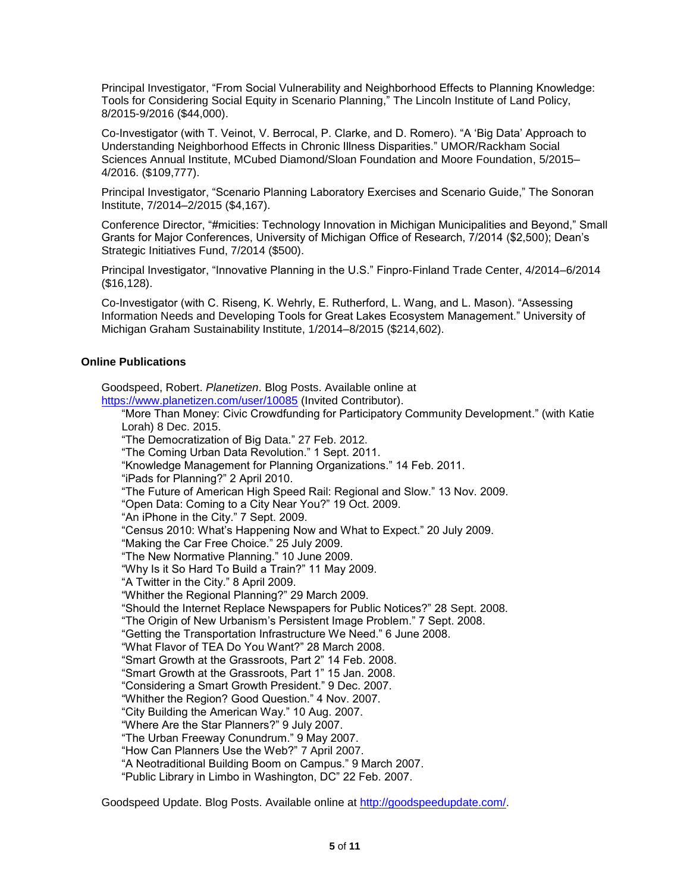Principal Investigator, "From Social Vulnerability and Neighborhood Effects to Planning Knowledge: Tools for Considering Social Equity in Scenario Planning," The Lincoln Institute of Land Policy, 8/2015-9/2016 ($44,000).

Co-Investigator (with T. Veinot, V. Berrocal, P. Clarke, and D. Romero). "A 'Big Data' Approach to Understanding Neighborhood Effects in Chronic Illness Disparities." UMOR/Rackham Social Sciences Annual Institute, MCubed Diamond/Sloan Foundation and Moore Foundation, 5/2015–4/2016. ($109,777).

Principal Investigator, "Scenario Planning Laboratory Exercises and Scenario Guide," The Sonoran Institute, 7/2014–2/2015 ($4,167).

Conference Director, "#micities: Technology Innovation in Michigan Municipalities and Beyond," Small Grants for Major Conferences, University of Michigan Office of Research, 7/2014 ($2,500); Dean's Strategic Initiatives Fund, 7/2014 ($500).

Principal Investigator, "Innovative Planning in the U.S." Finpro-Finland Trade Center, 4/2014–6/2014 ($16,128).

Co-Investigator (with C. Riseng, K. Wehrly, E. Rutherford, L. Wang, and L. Mason). "Assessing Information Needs and Developing Tools for Great Lakes Ecosystem Management." University of Michigan Graham Sustainability Institute, 1/2014–8/2015 ($214,602).

### Online Publications

Goodspeed, Robert. *Planetizen*. Blog Posts. Available online at https://www.planetizen.com/user/10085 (Invited Contributor).

- "More Than Money: Civic Crowdfunding for Participatory Community Development." (with Katie Lorah) 8 Dec. 2015.
- "The Democratization of Big Data." 27 Feb. 2012.
- "The Coming Urban Data Revolution." 1 Sept. 2011.
- "Knowledge Management for Planning Organizations." 14 Feb. 2011.
- "iPads for Planning?" 2 April 2010.
- "The Future of American High Speed Rail: Regional and Slow." 13 Nov. 2009.
- "Open Data: Coming to a City Near You?" 19 Oct. 2009.
- "An iPhone in the City." 7 Sept. 2009.
- "Census 2010: What's Happening Now and What to Expect." 20 July 2009.
- "Making the Car Free Choice." 25 July 2009.
- "The New Normative Planning." 10 June 2009.
- "Why Is it So Hard To Build a Train?" 11 May 2009.
- "A Twitter in the City." 8 April 2009.
- "Whither the Regional Planning?" 29 March 2009.
- "Should the Internet Replace Newspapers for Public Notices?" 28 Sept. 2008.
- "The Origin of New Urbanism's Persistent Image Problem." 7 Sept. 2008.
- "Getting the Transportation Infrastructure We Need." 6 June 2008.
- "What Flavor of TEA Do You Want?" 28 March 2008.
- "Smart Growth at the Grassroots, Part 2" 14 Feb. 2008.
- "Smart Growth at the Grassroots, Part 1" 15 Jan. 2008.
- "Considering a Smart Growth President." 9 Dec. 2007.
- "Whither the Region? Good Question." 4 Nov. 2007.
- "City Building the American Way." 10 Aug. 2007.
- "Where Are the Star Planners?" 9 July 2007.
- "The Urban Freeway Conundrum." 9 May 2007.
- "How Can Planners Use the Web?" 7 April 2007.
- "A Neotraditional Building Boom on Campus." 9 March 2007.
- "Public Library in Limbo in Washington, DC" 22 Feb. 2007.

Goodspeed Update. Blog Posts. Available online at http://goodspeedupdate.com/.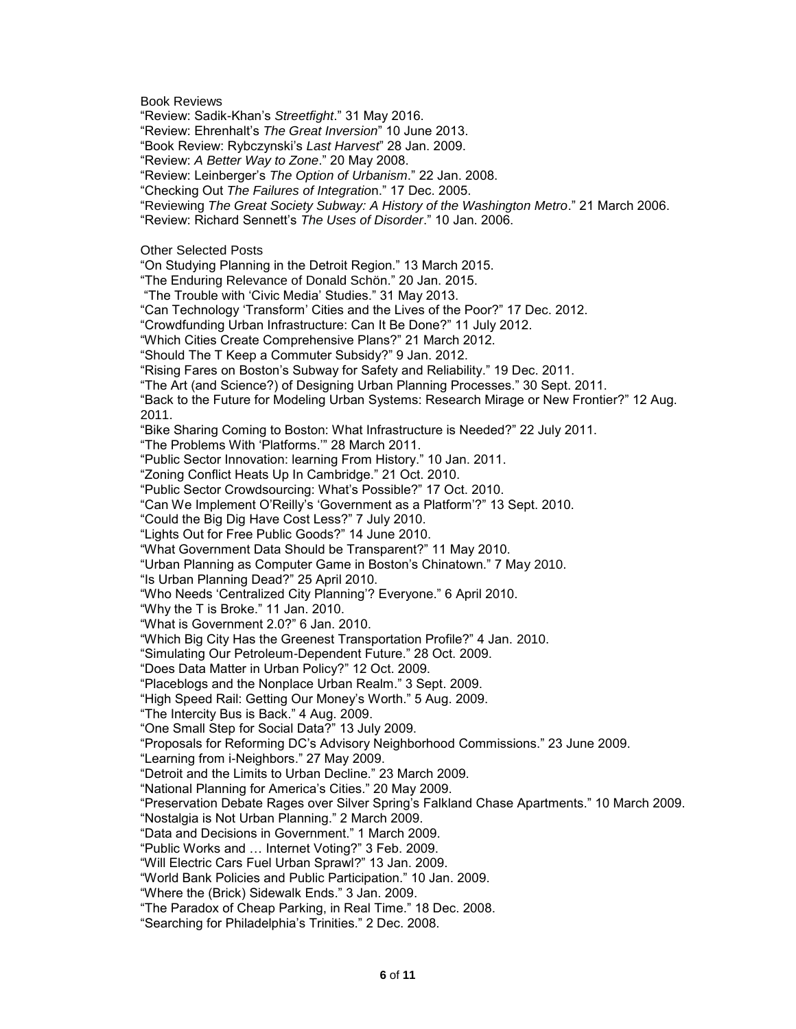Book Reviews

"Review: Sadik-Khan's *Streetfight*." 31 May 2016.
"Review: Ehrenhalt's *The Great Inversion*" 10 June 2013.
"Book Review: Rybczynski's *Last Harvest*" 28 Jan. 2009.
"Review: *A Better Way to Zone*." 20 May 2008.
"Review: Leinberger's *The Option of Urbanism*." 22 Jan. 2008.
"Checking Out *The Failures of Integration*." 17 Dec. 2005.
"Reviewing *The Great Society Subway: A History of the Washington Metro*." 21 March 2006.
"Review: Richard Sennett's *The Uses of Disorder*." 10 Jan. 2006.

Other Selected Posts

"On Studying Planning in the Detroit Region." 13 March 2015.
"The Enduring Relevance of Donald Schön." 20 Jan. 2015.
"The Trouble with 'Civic Media' Studies." 31 May 2013.
"Can Technology 'Transform' Cities and the Lives of the Poor?" 17 Dec. 2012.
"Crowdfunding Urban Infrastructure: Can It Be Done?" 11 July 2012.
"Which Cities Create Comprehensive Plans?" 21 March 2012.
"Should The T Keep a Commuter Subsidy?" 9 Jan. 2012.
"Rising Fares on Boston's Subway for Safety and Reliability." 19 Dec. 2011.
"The Art (and Science?) of Designing Urban Planning Processes." 30 Sept. 2011.
"Back to the Future for Modeling Urban Systems: Research Mirage or New Frontier?" 12 Aug. 2011.
"Bike Sharing Coming to Boston: What Infrastructure is Needed?" 22 July 2011.
"The Problems With 'Platforms.'" 28 March 2011.
"Public Sector Innovation: learning From History." 10 Jan. 2011.
"Zoning Conflict Heats Up In Cambridge." 21 Oct. 2010.
"Public Sector Crowdsourcing: What's Possible?" 17 Oct. 2010.
"Can We Implement O'Reilly's 'Government as a Platform'?" 13 Sept. 2010.
"Could the Big Dig Have Cost Less?" 7 July 2010.
"Lights Out for Free Public Goods?" 14 June 2010.
"What Government Data Should be Transparent?" 11 May 2010.
"Urban Planning as Computer Game in Boston's Chinatown." 7 May 2010.
"Is Urban Planning Dead?" 25 April 2010.
"Who Needs 'Centralized City Planning'? Everyone." 6 April 2010.
"Why the T is Broke." 11 Jan. 2010.
"What is Government 2.0?" 6 Jan. 2010.
"Which Big City Has the Greenest Transportation Profile?" 4 Jan. 2010.
"Simulating Our Petroleum-Dependent Future." 28 Oct. 2009.
"Does Data Matter in Urban Policy?" 12 Oct. 2009.
"Placeblogs and the Nonplace Urban Realm." 3 Sept. 2009.
"High Speed Rail: Getting Our Money's Worth." 5 Aug. 2009.
"The Intercity Bus is Back." 4 Aug. 2009.
"One Small Step for Social Data?" 13 July 2009.
"Proposals for Reforming DC's Advisory Neighborhood Commissions." 23 June 2009.
"Learning from i-Neighbors." 27 May 2009.
"Detroit and the Limits to Urban Decline." 23 March 2009.
"National Planning for America's Cities." 20 May 2009.
"Preservation Debate Rages over Silver Spring's Falkland Chase Apartments." 10 March 2009.
"Nostalgia is Not Urban Planning." 2 March 2009.
"Data and Decisions in Government." 1 March 2009.
"Public Works and … Internet Voting?" 3 Feb. 2009.
"Will Electric Cars Fuel Urban Sprawl?" 13 Jan. 2009.
"World Bank Policies and Public Participation." 10 Jan. 2009.
"Where the (Brick) Sidewalk Ends." 3 Jan. 2009.
"The Paradox of Cheap Parking, in Real Time." 18 Dec. 2008.
"Searching for Philadelphia's Trinities." 2 Dec. 2008.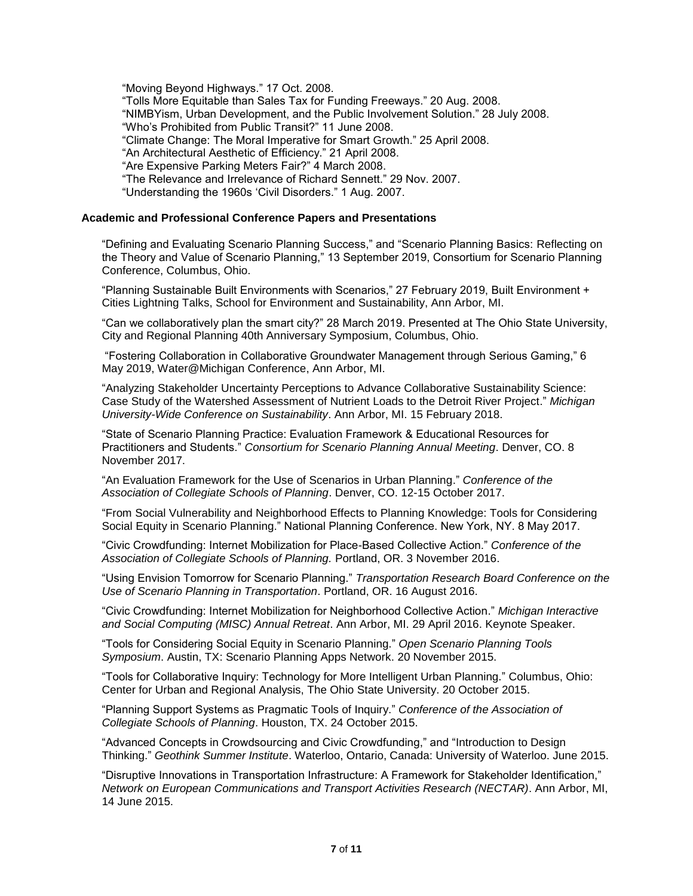"Moving Beyond Highways." 17 Oct. 2008.
"Tolls More Equitable than Sales Tax for Funding Freeways." 20 Aug. 2008.
"NIMBYism, Urban Development, and the Public Involvement Solution." 28 July 2008.
"Who's Prohibited from Public Transit?" 11 June 2008.
"Climate Change: The Moral Imperative for Smart Growth." 25 April 2008.
"An Architectural Aesthetic of Efficiency." 21 April 2008.
"Are Expensive Parking Meters Fair?" 4 March 2008.
"The Relevance and Irrelevance of Richard Sennett." 29 Nov. 2007.
"Understanding the 1960s 'Civil Disorders." 1 Aug. 2007.

**Academic and Professional Conference Papers and Presentations**

"Defining and Evaluating Scenario Planning Success," and "Scenario Planning Basics: Reflecting on the Theory and Value of Scenario Planning," 13 September 2019, Consortium for Scenario Planning Conference, Columbus, Ohio.

"Planning Sustainable Built Environments with Scenarios," 27 February 2019, Built Environment + Cities Lightning Talks, School for Environment and Sustainability, Ann Arbor, MI.

"Can we collaboratively plan the smart city?" 28 March 2019. Presented at The Ohio State University, City and Regional Planning 40th Anniversary Symposium, Columbus, Ohio.

"Fostering Collaboration in Collaborative Groundwater Management through Serious Gaming," 6 May 2019, Water@Michigan Conference, Ann Arbor, MI.

"Analyzing Stakeholder Uncertainty Perceptions to Advance Collaborative Sustainability Science: Case Study of the Watershed Assessment of Nutrient Loads to the Detroit River Project." *Michigan University-Wide Conference on Sustainability*. Ann Arbor, MI. 15 February 2018.

"State of Scenario Planning Practice: Evaluation Framework & Educational Resources for Practitioners and Students." *Consortium for Scenario Planning Annual Meeting*. Denver, CO. 8 November 2017.

"An Evaluation Framework for the Use of Scenarios in Urban Planning." *Conference of the Association of Collegiate Schools of Planning*. Denver, CO. 12-15 October 2017.

"From Social Vulnerability and Neighborhood Effects to Planning Knowledge: Tools for Considering Social Equity in Scenario Planning." National Planning Conference. New York, NY. 8 May 2017.

"Civic Crowdfunding: Internet Mobilization for Place-Based Collective Action." *Conference of the Association of Collegiate Schools of Planning.* Portland, OR. 3 November 2016.

"Using Envision Tomorrow for Scenario Planning." *Transportation Research Board Conference on the Use of Scenario Planning in Transportation*. Portland, OR. 16 August 2016.

"Civic Crowdfunding: Internet Mobilization for Neighborhood Collective Action." *Michigan Interactive and Social Computing (MISC) Annual Retreat*. Ann Arbor, MI. 29 April 2016. Keynote Speaker.

"Tools for Considering Social Equity in Scenario Planning." *Open Scenario Planning Tools Symposium*. Austin, TX: Scenario Planning Apps Network. 20 November 2015.

"Tools for Collaborative Inquiry: Technology for More Intelligent Urban Planning." Columbus, Ohio: Center for Urban and Regional Analysis, The Ohio State University. 20 October 2015.

"Planning Support Systems as Pragmatic Tools of Inquiry." *Conference of the Association of Collegiate Schools of Planning*. Houston, TX. 24 October 2015.

"Advanced Concepts in Crowdsourcing and Civic Crowdfunding," and "Introduction to Design Thinking." *Geothink Summer Institute*. Waterloo, Ontario, Canada: University of Waterloo. June 2015.

"Disruptive Innovations in Transportation Infrastructure: A Framework for Stakeholder Identification," *Network on European Communications and Transport Activities Research (NECTAR)*. Ann Arbor, MI, 14 June 2015.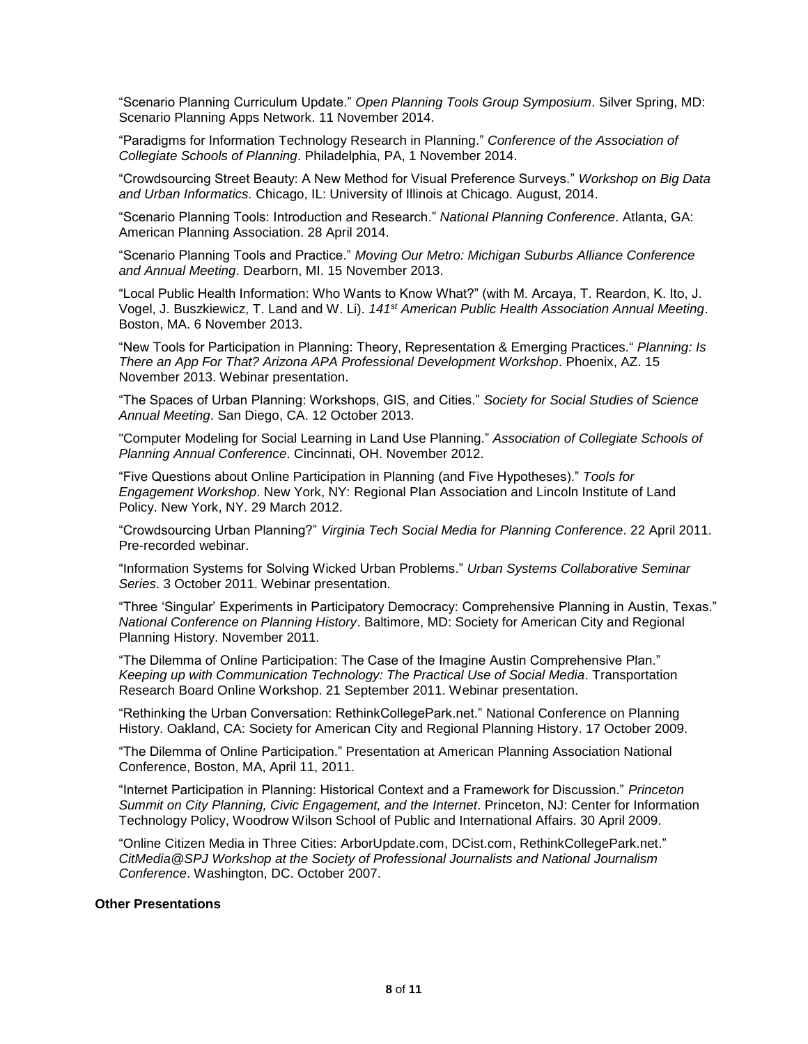“Scenario Planning Curriculum Update.” *Open Planning Tools Group Symposium*. Silver Spring, MD: Scenario Planning Apps Network. 11 November 2014.

“Paradigms for Information Technology Research in Planning.” *Conference of the Association of Collegiate Schools of Planning*. Philadelphia, PA, 1 November 2014.

“Crowdsourcing Street Beauty: A New Method for Visual Preference Surveys.” *Workshop on Big Data and Urban Informatics.* Chicago, IL: University of Illinois at Chicago. August, 2014.

“Scenario Planning Tools: Introduction and Research.” *National Planning Conference*. Atlanta, GA: American Planning Association. 28 April 2014.

“Scenario Planning Tools and Practice.” *Moving Our Metro: Michigan Suburbs Alliance Conference and Annual Meeting*. Dearborn, MI. 15 November 2013.

“Local Public Health Information: Who Wants to Know What?” (with M. Arcaya, T. Reardon, K. Ito, J. Vogel, J. Buszkiewicz, T. Land and W. Li). *141st American Public Health Association Annual Meeting*. Boston, MA. 6 November 2013.

“New Tools for Participation in Planning: Theory, Representation & Emerging Practices.“ *Planning: Is There an App For That? Arizona APA Professional Development Workshop*. Phoenix, AZ. 15 November 2013. Webinar presentation.

“The Spaces of Urban Planning: Workshops, GIS, and Cities.” *Society for Social Studies of Science Annual Meeting*. San Diego, CA. 12 October 2013.

"Computer Modeling for Social Learning in Land Use Planning.” *Association of Collegiate Schools of Planning Annual Conference*. Cincinnati, OH. November 2012.

“Five Questions about Online Participation in Planning (and Five Hypotheses).” *Tools for Engagement Workshop*. New York, NY: Regional Plan Association and Lincoln Institute of Land Policy. New York, NY. 29 March 2012.

“Crowdsourcing Urban Planning?” *Virginia Tech Social Media for Planning Conference*. 22 April 2011. Pre-recorded webinar.

“Information Systems for Solving Wicked Urban Problems.” *Urban Systems Collaborative Seminar Series*. 3 October 2011. Webinar presentation.

“Three ‘Singular’ Experiments in Participatory Democracy: Comprehensive Planning in Austin, Texas.” *National Conference on Planning History*. Baltimore, MD: Society for American City and Regional Planning History. November 2011.

“The Dilemma of Online Participation: The Case of the Imagine Austin Comprehensive Plan.” *Keeping up with Communication Technology: The Practical Use of Social Media*. Transportation Research Board Online Workshop. 21 September 2011. Webinar presentation.

“Rethinking the Urban Conversation: RethinkCollegePark.net.” National Conference on Planning History. Oakland, CA: Society for American City and Regional Planning History. 17 October 2009.

“The Dilemma of Online Participation.” Presentation at American Planning Association National Conference, Boston, MA, April 11, 2011.

“Internet Participation in Planning: Historical Context and a Framework for Discussion.” *Princeton Summit on City Planning, Civic Engagement, and the Internet*. Princeton, NJ: Center for Information Technology Policy, Woodrow Wilson School of Public and International Affairs. 30 April 2009.

“Online Citizen Media in Three Cities: ArborUpdate.com, DCist.com, RethinkCollegePark.net.” *CitMedia@SPJ Workshop at the Society of Professional Journalists and National Journalism Conference*. Washington, DC. October 2007.

**Other Presentations**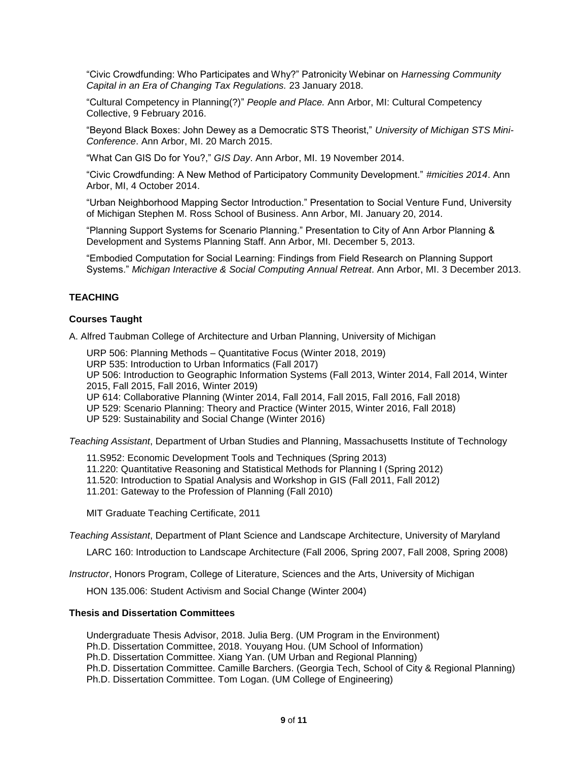"Civic Crowdfunding: Who Participates and Why?" Patronicity Webinar on *Harnessing Community Capital in an Era of Changing Tax Regulations.* 23 January 2018.

"Cultural Competency in Planning(?)" *People and Place.* Ann Arbor, MI: Cultural Competency Collective, 9 February 2016.

"Beyond Black Boxes: John Dewey as a Democratic STS Theorist," *University of Michigan STS Mini-Conference*. Ann Arbor, MI. 20 March 2015.

"What Can GIS Do for You?," *GIS Day*. Ann Arbor, MI. 19 November 2014.

"Civic Crowdfunding: A New Method of Participatory Community Development." *#micities 2014*. Ann Arbor, MI, 4 October 2014.

"Urban Neighborhood Mapping Sector Introduction." Presentation to Social Venture Fund, University of Michigan Stephen M. Ross School of Business. Ann Arbor, MI. January 20, 2014.

"Planning Support Systems for Scenario Planning." Presentation to City of Ann Arbor Planning & Development and Systems Planning Staff. Ann Arbor, MI. December 5, 2013.

"Embodied Computation for Social Learning: Findings from Field Research on Planning Support Systems." *Michigan Interactive & Social Computing Annual Retreat*. Ann Arbor, MI. 3 December 2013.

## TEACHING

### Courses Taught

A. Alfred Taubman College of Architecture and Urban Planning, University of Michigan

URP 506: Planning Methods – Quantitative Focus (Winter 2018, 2019)
URP 535: Introduction to Urban Informatics (Fall 2017)
UP 506: Introduction to Geographic Information Systems (Fall 2013, Winter 2014, Fall 2014, Winter 2015, Fall 2015, Fall 2016, Winter 2019)
UP 614: Collaborative Planning (Winter 2014, Fall 2014, Fall 2015, Fall 2016, Fall 2018)
UP 529: Scenario Planning: Theory and Practice (Winter 2015, Winter 2016, Fall 2018)
UP 529: Sustainability and Social Change (Winter 2016)

*Teaching Assistant*, Department of Urban Studies and Planning, Massachusetts Institute of Technology

11.S952: Economic Development Tools and Techniques (Spring 2013)
11.220: Quantitative Reasoning and Statistical Methods for Planning I (Spring 2012)
11.520: Introduction to Spatial Analysis and Workshop in GIS (Fall 2011, Fall 2012)
11.201: Gateway to the Profession of Planning (Fall 2010)

MIT Graduate Teaching Certificate, 2011

*Teaching Assistant*, Department of Plant Science and Landscape Architecture, University of Maryland

LARC 160: Introduction to Landscape Architecture (Fall 2006, Spring 2007, Fall 2008, Spring 2008)

*Instructor*, Honors Program, College of Literature, Sciences and the Arts, University of Michigan

HON 135.006: Student Activism and Social Change (Winter 2004)

### Thesis and Dissertation Committees

Undergraduate Thesis Advisor, 2018. Julia Berg. (UM Program in the Environment)
Ph.D. Dissertation Committee, 2018. Youyang Hou. (UM School of Information)
Ph.D. Dissertation Committee. Xiang Yan. (UM Urban and Regional Planning)
Ph.D. Dissertation Committee. Camille Barchers. (Georgia Tech, School of City & Regional Planning)
Ph.D. Dissertation Committee. Tom Logan. (UM College of Engineering)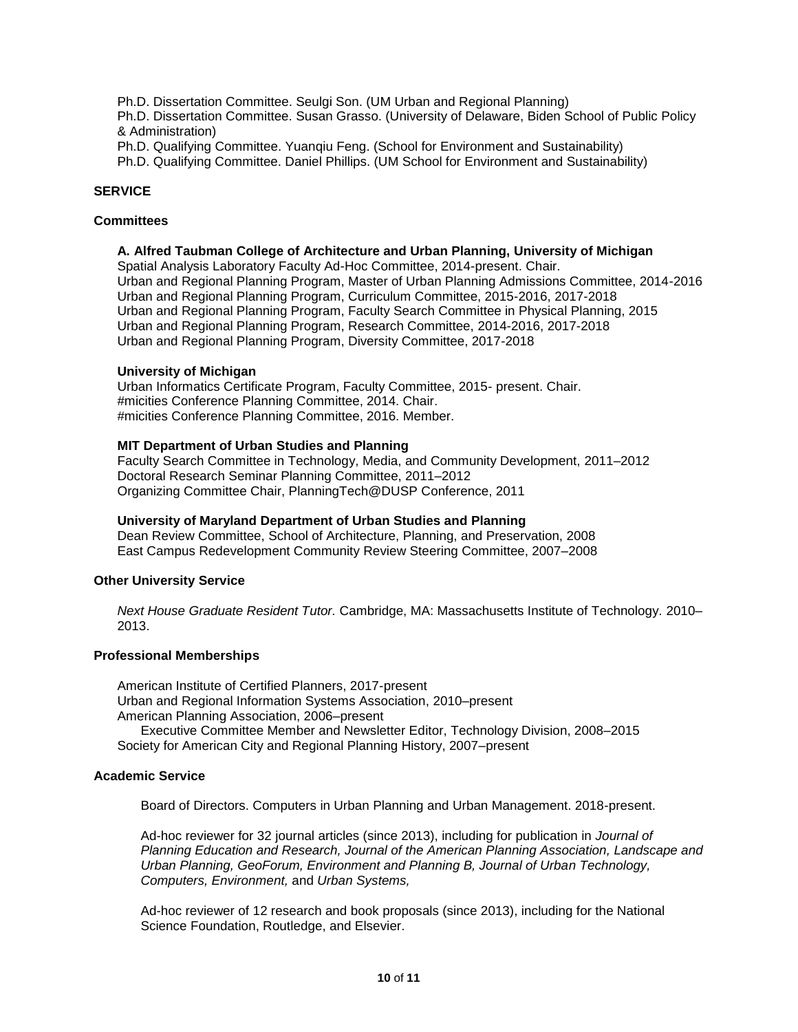Ph.D. Dissertation Committee. Seulgi Son. (UM Urban and Regional Planning)
Ph.D. Dissertation Committee. Susan Grasso. (University of Delaware, Biden School of Public Policy & Administration)
Ph.D. Qualifying Committee. Yuanqiu Feng. (School for Environment and Sustainability)
Ph.D. Qualifying Committee. Daniel Phillips. (UM School for Environment and Sustainability)

## SERVICE

### Committees

**A. Alfred Taubman College of Architecture and Urban Planning, University of Michigan**
Spatial Analysis Laboratory Faculty Ad-Hoc Committee, 2014-present. Chair.
Urban and Regional Planning Program, Master of Urban Planning Admissions Committee, 2014-2016
Urban and Regional Planning Program, Curriculum Committee, 2015-2016, 2017-2018
Urban and Regional Planning Program, Faculty Search Committee in Physical Planning, 2015
Urban and Regional Planning Program, Research Committee, 2014-2016, 2017-2018
Urban and Regional Planning Program, Diversity Committee, 2017-2018

**University of Michigan**
Urban Informatics Certificate Program, Faculty Committee, 2015- present. Chair.
#micities Conference Planning Committee, 2014. Chair.
#micities Conference Planning Committee, 2016. Member.

**MIT Department of Urban Studies and Planning**
Faculty Search Committee in Technology, Media, and Community Development, 2011–2012
Doctoral Research Seminar Planning Committee, 2011–2012
Organizing Committee Chair, PlanningTech@DUSP Conference, 2011

**University of Maryland Department of Urban Studies and Planning**
Dean Review Committee, School of Architecture, Planning, and Preservation, 2008
East Campus Redevelopment Community Review Steering Committee, 2007–2008

### Other University Service

*Next House Graduate Resident Tutor*. Cambridge, MA: Massachusetts Institute of Technology. 2010–2013.

### Professional Memberships

American Institute of Certified Planners, 2017-present
Urban and Regional Information Systems Association, 2010–present
American Planning Association, 2006–present
    Executive Committee Member and Newsletter Editor, Technology Division, 2008–2015
Society for American City and Regional Planning History, 2007–present

### Academic Service

Board of Directors. Computers in Urban Planning and Urban Management. 2018-present.

Ad-hoc reviewer for 32 journal articles (since 2013), including for publication in *Journal of Planning Education and Research, Journal of the American Planning Association, Landscape and Urban Planning, GeoForum, Environment and Planning B, Journal of Urban Technology, Computers, Environment,* and *Urban Systems,*

Ad-hoc reviewer of 12 research and book proposals (since 2013), including for the National Science Foundation, Routledge, and Elsevier.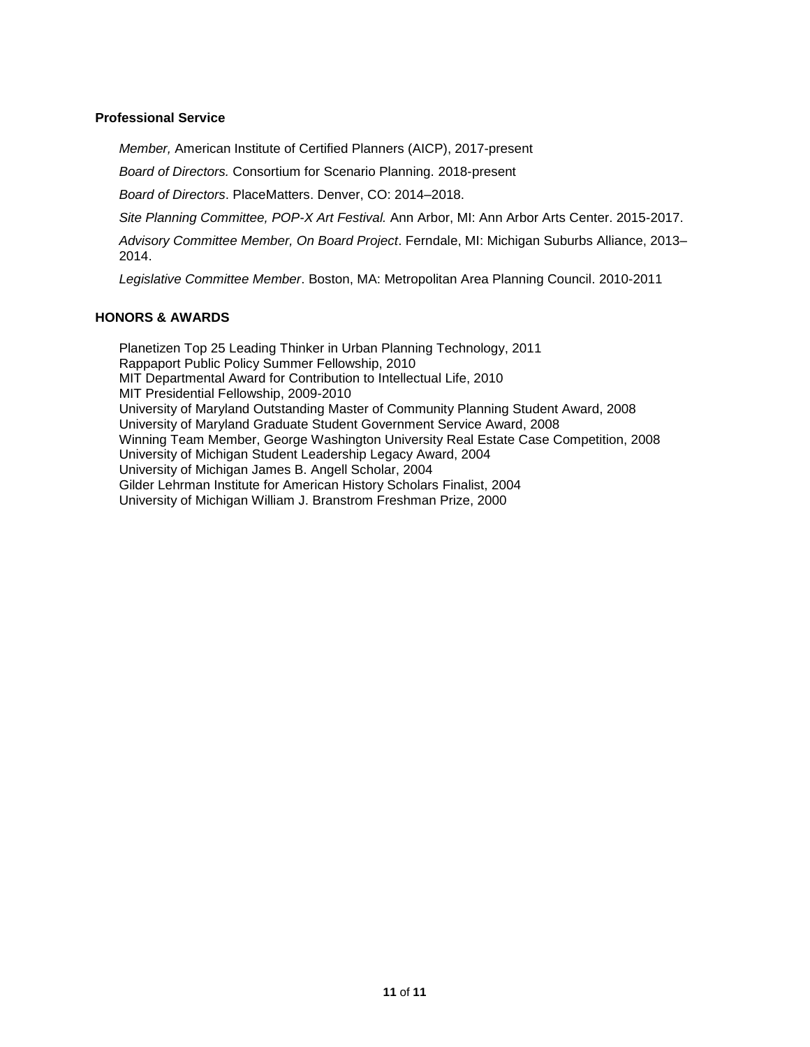### Professional Service

*Member,* American Institute of Certified Planners (AICP), 2017-present

*Board of Directors.* Consortium for Scenario Planning. 2018-present

*Board of Directors*. PlaceMatters. Denver, CO: 2014–2018.

*Site Planning Committee, POP-X Art Festival.* Ann Arbor, MI: Ann Arbor Arts Center. 2015-2017.

*Advisory Committee Member, On Board Project*. Ferndale, MI: Michigan Suburbs Alliance, 2013–2014.

*Legislative Committee Member*. Boston, MA: Metropolitan Area Planning Council. 2010-2011

### HONORS & AWARDS

Planetizen Top 25 Leading Thinker in Urban Planning Technology, 2011
Rappaport Public Policy Summer Fellowship, 2010
MIT Departmental Award for Contribution to Intellectual Life, 2010
MIT Presidential Fellowship, 2009-2010
University of Maryland Outstanding Master of Community Planning Student Award, 2008
University of Maryland Graduate Student Government Service Award, 2008
Winning Team Member, George Washington University Real Estate Case Competition, 2008
University of Michigan Student Leadership Legacy Award, 2004
University of Michigan James B. Angell Scholar, 2004
Gilder Lehrman Institute for American History Scholars Finalist, 2004
University of Michigan William J. Branstrom Freshman Prize, 2000